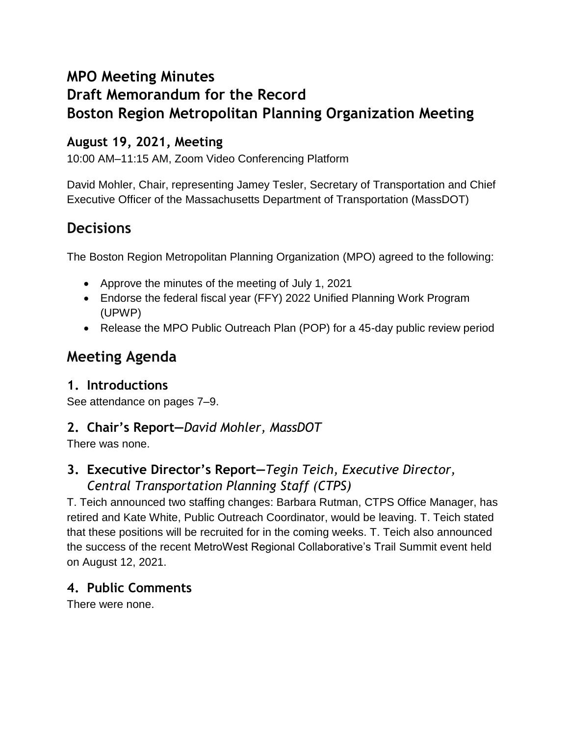# MPO Meeting Minutes
# Draft Memorandum for the Record
# Boston Region Metropolitan Planning Organization Meeting

### August 19, 2021, Meeting

10:00 AM–11:15 AM, Zoom Video Conferencing Platform

David Mohler, Chair, representing Jamey Tesler, Secretary of Transportation and Chief Executive Officer of the Massachusetts Department of Transportation (MassDOT)

## Decisions

The Boston Region Metropolitan Planning Organization (MPO) agreed to the following:

- Approve the minutes of the meeting of July 1, 2021
- Endorse the federal fiscal year (FFY) 2022 Unified Planning Work Program (UPWP)
- Release the MPO Public Outreach Plan (POP) for a 45-day public review period

## Meeting Agenda

### 1. Introductions

See attendance on pages 7–9.

### 2. Chair's Report—*David Mohler, MassDOT*

There was none.

### 3. Executive Director's Report—*Tegin Teich, Executive Director, Central Transportation Planning Staff (CTPS)*

T. Teich announced two staffing changes: Barbara Rutman, CTPS Office Manager, has retired and Kate White, Public Outreach Coordinator, would be leaving. T. Teich stated that these positions will be recruited for in the coming weeks. T. Teich also announced the success of the recent MetroWest Regional Collaborative's Trail Summit event held on August 12, 2021.

### 4. Public Comments

There were none.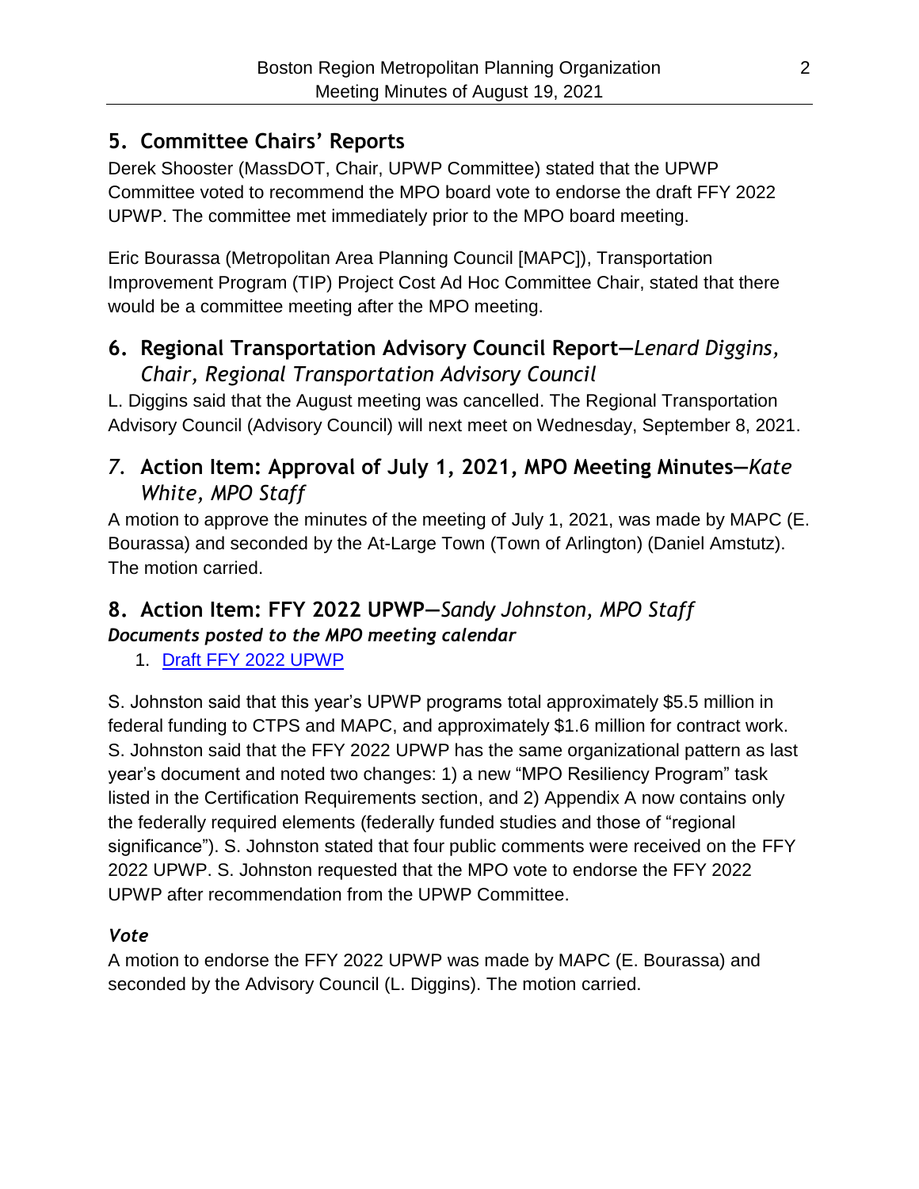## 5. Committee Chairs' Reports

Derek Shooster (MassDOT, Chair, UPWP Committee) stated that the UPWP Committee voted to recommend the MPO board vote to endorse the draft FFY 2022 UPWP. The committee met immediately prior to the MPO board meeting.

Eric Bourassa (Metropolitan Area Planning Council [MAPC]), Transportation Improvement Program (TIP) Project Cost Ad Hoc Committee Chair, stated that there would be a committee meeting after the MPO meeting.

## 6. Regional Transportation Advisory Council Report—*Lenard Diggins, Chair, Regional Transportation Advisory Council*

L. Diggins said that the August meeting was cancelled. The Regional Transportation Advisory Council (Advisory Council) will next meet on Wednesday, September 8, 2021.

## 7. Action Item: Approval of July 1, 2021, MPO Meeting Minutes—*Kate White, MPO Staff*

A motion to approve the minutes of the meeting of July 1, 2021, was made by MAPC (E. Bourassa) and seconded by the At-Large Town (Town of Arlington) (Daniel Amstutz). The motion carried.

## 8. Action Item: FFY 2022 UPWP—*Sandy Johnston, MPO Staff*

### *Documents posted to the MPO meeting calendar*

1. Draft FFY 2022 UPWP

S. Johnston said that this year's UPWP programs total approximately $5.5 million in federal funding to CTPS and MAPC, and approximately $1.6 million for contract work. S. Johnston said that the FFY 2022 UPWP has the same organizational pattern as last year's document and noted two changes: 1) a new "MPO Resiliency Program" task listed in the Certification Requirements section, and 2) Appendix A now contains only the federally required elements (federally funded studies and those of "regional significance"). S. Johnston stated that four public comments were received on the FFY 2022 UPWP. S. Johnston requested that the MPO vote to endorse the FFY 2022 UPWP after recommendation from the UPWP Committee.

### *Vote*

A motion to endorse the FFY 2022 UPWP was made by MAPC (E. Bourassa) and seconded by the Advisory Council (L. Diggins). The motion carried.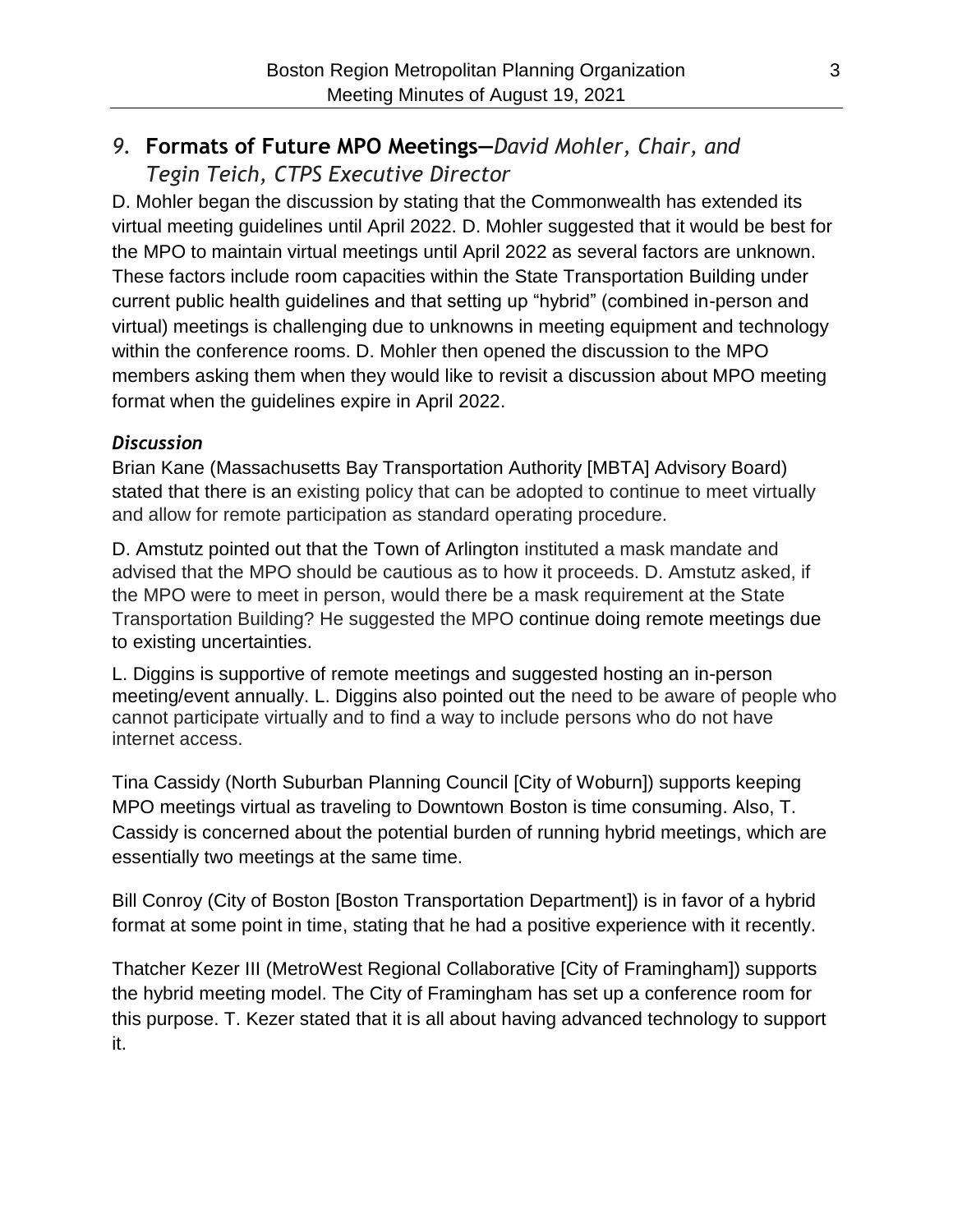## 9. Formats of Future MPO Meetings—*David Mohler, Chair, and Tegin Teich, CTPS Executive Director*

D. Mohler began the discussion by stating that the Commonwealth has extended its virtual meeting guidelines until April 2022. D. Mohler suggested that it would be best for the MPO to maintain virtual meetings until April 2022 as several factors are unknown. These factors include room capacities within the State Transportation Building under current public health guidelines and that setting up "hybrid" (combined in-person and virtual) meetings is challenging due to unknowns in meeting equipment and technology within the conference rooms. D. Mohler then opened the discussion to the MPO members asking them when they would like to revisit a discussion about MPO meeting format when the guidelines expire in April 2022.

### *Discussion*

Brian Kane (Massachusetts Bay Transportation Authority [MBTA] Advisory Board) stated that there is an existing policy that can be adopted to continue to meet virtually and allow for remote participation as standard operating procedure.

D. Amstutz pointed out that the Town of Arlington instituted a mask mandate and advised that the MPO should be cautious as to how it proceeds. D. Amstutz asked, if the MPO were to meet in person, would there be a mask requirement at the State Transportation Building? He suggested the MPO continue doing remote meetings due to existing uncertainties.

L. Diggins is supportive of remote meetings and suggested hosting an in-person meeting/event annually. L. Diggins also pointed out the need to be aware of people who cannot participate virtually and to find a way to include persons who do not have internet access.

Tina Cassidy (North Suburban Planning Council [City of Woburn]) supports keeping MPO meetings virtual as traveling to Downtown Boston is time consuming. Also, T. Cassidy is concerned about the potential burden of running hybrid meetings, which are essentially two meetings at the same time.

Bill Conroy (City of Boston [Boston Transportation Department]) is in favor of a hybrid format at some point in time, stating that he had a positive experience with it recently.

Thatcher Kezer III (MetroWest Regional Collaborative [City of Framingham]) supports the hybrid meeting model. The City of Framingham has set up a conference room for this purpose. T. Kezer stated that it is all about having advanced technology to support it.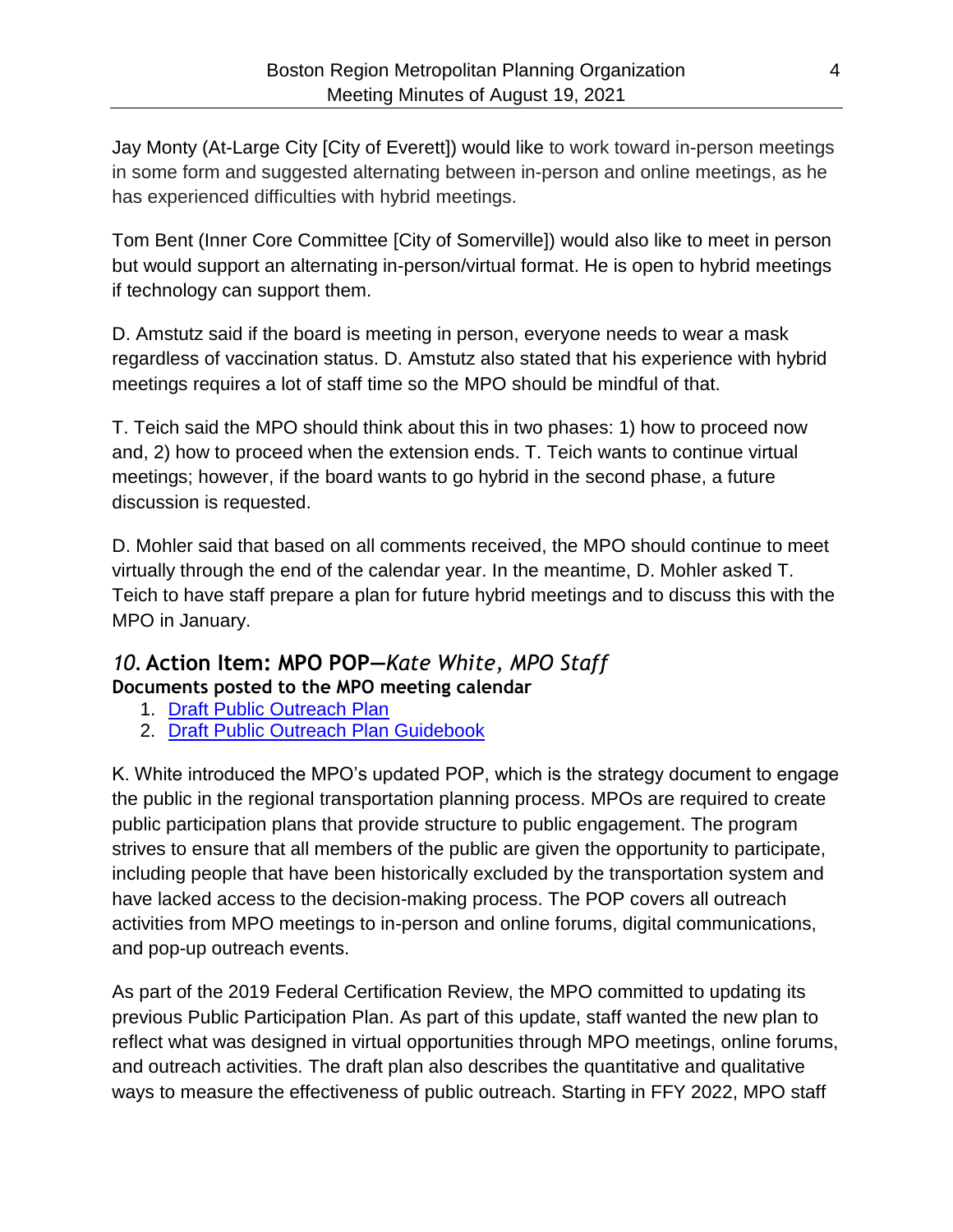Jay Monty (At-Large City [City of Everett]) would like to work toward in-person meetings in some form and suggested alternating between in-person and online meetings, as he has experienced difficulties with hybrid meetings.

Tom Bent (Inner Core Committee [City of Somerville]) would also like to meet in person but would support an alternating in-person/virtual format. He is open to hybrid meetings if technology can support them.

D. Amstutz said if the board is meeting in person, everyone needs to wear a mask regardless of vaccination status. D. Amstutz also stated that his experience with hybrid meetings requires a lot of staff time so the MPO should be mindful of that.

T. Teich said the MPO should think about this in two phases: 1) how to proceed now and, 2) how to proceed when the extension ends. T. Teich wants to continue virtual meetings; however, if the board wants to go hybrid in the second phase, a future discussion is requested.

D. Mohler said that based on all comments received, the MPO should continue to meet virtually through the end of the calendar year. In the meantime, D. Mohler asked T. Teich to have staff prepare a plan for future hybrid meetings and to discuss this with the MPO in January.

## *10.* Action Item: MPO POP—*Kate White, MPO Staff*

**Documents posted to the MPO meeting calendar**

1. Draft Public Outreach Plan
2. Draft Public Outreach Plan Guidebook

K. White introduced the MPO's updated POP, which is the strategy document to engage the public in the regional transportation planning process. MPOs are required to create public participation plans that provide structure to public engagement. The program strives to ensure that all members of the public are given the opportunity to participate, including people that have been historically excluded by the transportation system and have lacked access to the decision-making process. The POP covers all outreach activities from MPO meetings to in-person and online forums, digital communications, and pop-up outreach events.

As part of the 2019 Federal Certification Review, the MPO committed to updating its previous Public Participation Plan. As part of this update, staff wanted the new plan to reflect what was designed in virtual opportunities through MPO meetings, online forums, and outreach activities. The draft plan also describes the quantitative and qualitative ways to measure the effectiveness of public outreach. Starting in FFY 2022, MPO staff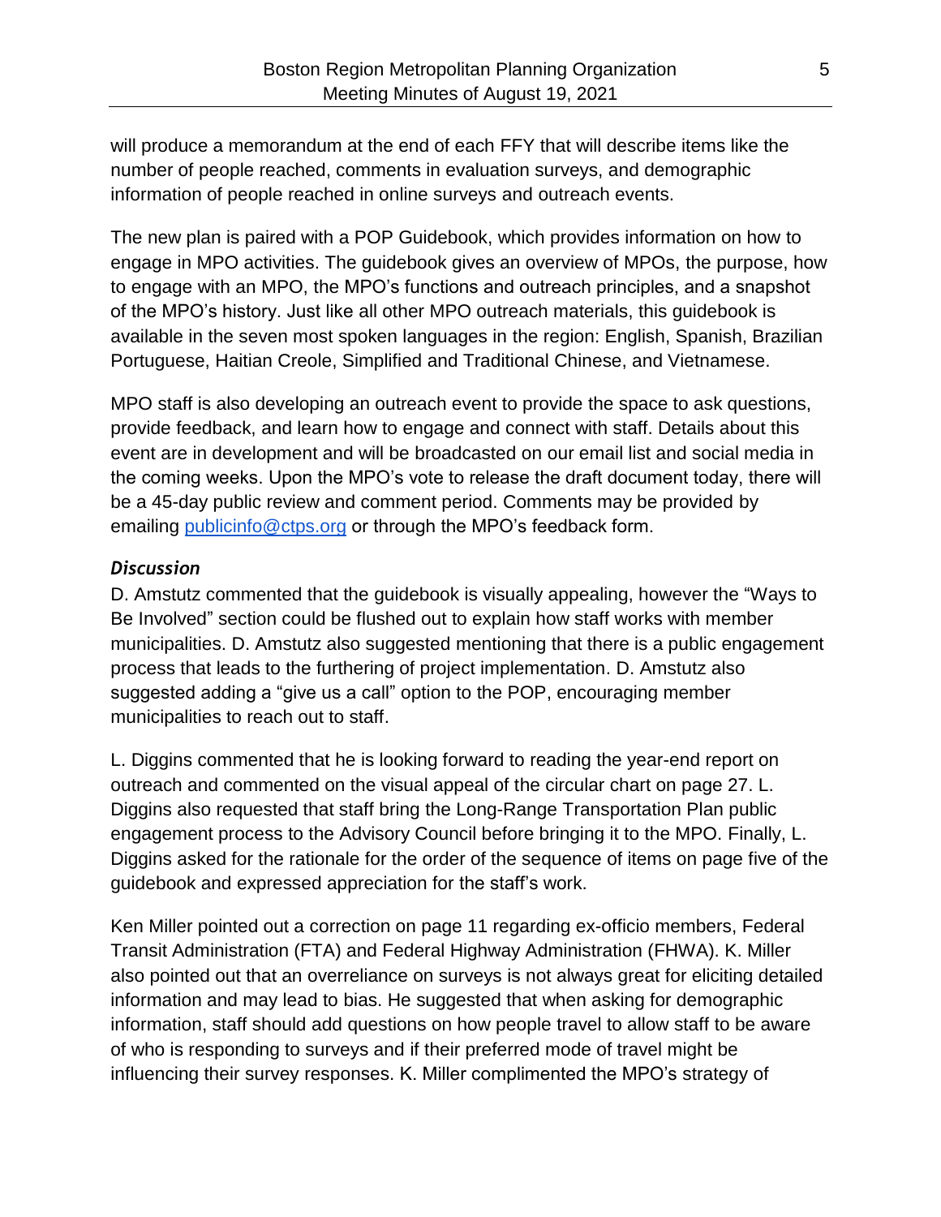will produce a memorandum at the end of each FFY that will describe items like the number of people reached, comments in evaluation surveys, and demographic information of people reached in online surveys and outreach events.

The new plan is paired with a POP Guidebook, which provides information on how to engage in MPO activities. The guidebook gives an overview of MPOs, the purpose, how to engage with an MPO, the MPO's functions and outreach principles, and a snapshot of the MPO's history. Just like all other MPO outreach materials, this guidebook is available in the seven most spoken languages in the region: English, Spanish, Brazilian Portuguese, Haitian Creole, Simplified and Traditional Chinese, and Vietnamese.

MPO staff is also developing an outreach event to provide the space to ask questions, provide feedback, and learn how to engage and connect with staff. Details about this event are in development and will be broadcasted on our email list and social media in the coming weeks. Upon the MPO's vote to release the draft document today, there will be a 45-day public review and comment period. Comments may be provided by emailing [publicinfo@ctps.org](mailto:publicinfo@ctps.org) or through the MPO's feedback form.

### *Discussion*

D. Amstutz commented that the guidebook is visually appealing, however the "Ways to Be Involved" section could be flushed out to explain how staff works with member municipalities. D. Amstutz also suggested mentioning that there is a public engagement process that leads to the furthering of project implementation. D. Amstutz also suggested adding a "give us a call" option to the POP, encouraging member municipalities to reach out to staff.

L. Diggins commented that he is looking forward to reading the year-end report on outreach and commented on the visual appeal of the circular chart on page 27. L. Diggins also requested that staff bring the Long-Range Transportation Plan public engagement process to the Advisory Council before bringing it to the MPO. Finally, L. Diggins asked for the rationale for the order of the sequence of items on page five of the guidebook and expressed appreciation for the staff's work.

Ken Miller pointed out a correction on page 11 regarding ex-officio members, Federal Transit Administration (FTA) and Federal Highway Administration (FHWA). K. Miller also pointed out that an overreliance on surveys is not always great for eliciting detailed information and may lead to bias. He suggested that when asking for demographic information, staff should add questions on how people travel to allow staff to be aware of who is responding to surveys and if their preferred mode of travel might be influencing their survey responses. K. Miller complimented the MPO's strategy of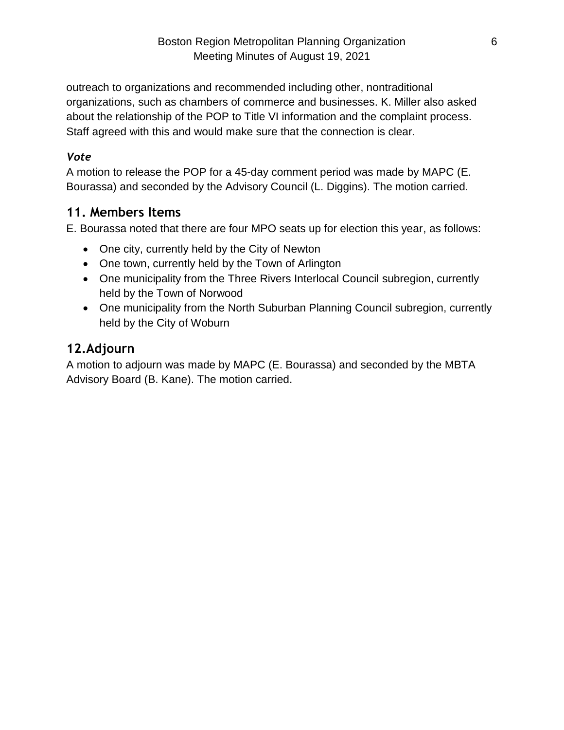outreach to organizations and recommended including other, nontraditional organizations, such as chambers of commerce and businesses. K. Miller also asked about the relationship of the POP to Title VI information and the complaint process. Staff agreed with this and would make sure that the connection is clear.

### *Vote*

A motion to release the POP for a 45-day comment period was made by MAPC (E. Bourassa) and seconded by the Advisory Council (L. Diggins). The motion carried.

## 11. Members Items

E. Bourassa noted that there are four MPO seats up for election this year, as follows:

- One city, currently held by the City of Newton
- One town, currently held by the Town of Arlington
- One municipality from the Three Rivers Interlocal Council subregion, currently held by the Town of Norwood
- One municipality from the North Suburban Planning Council subregion, currently held by the City of Woburn

## 12.Adjourn

A motion to adjourn was made by MAPC (E. Bourassa) and seconded by the MBTA Advisory Board (B. Kane). The motion carried.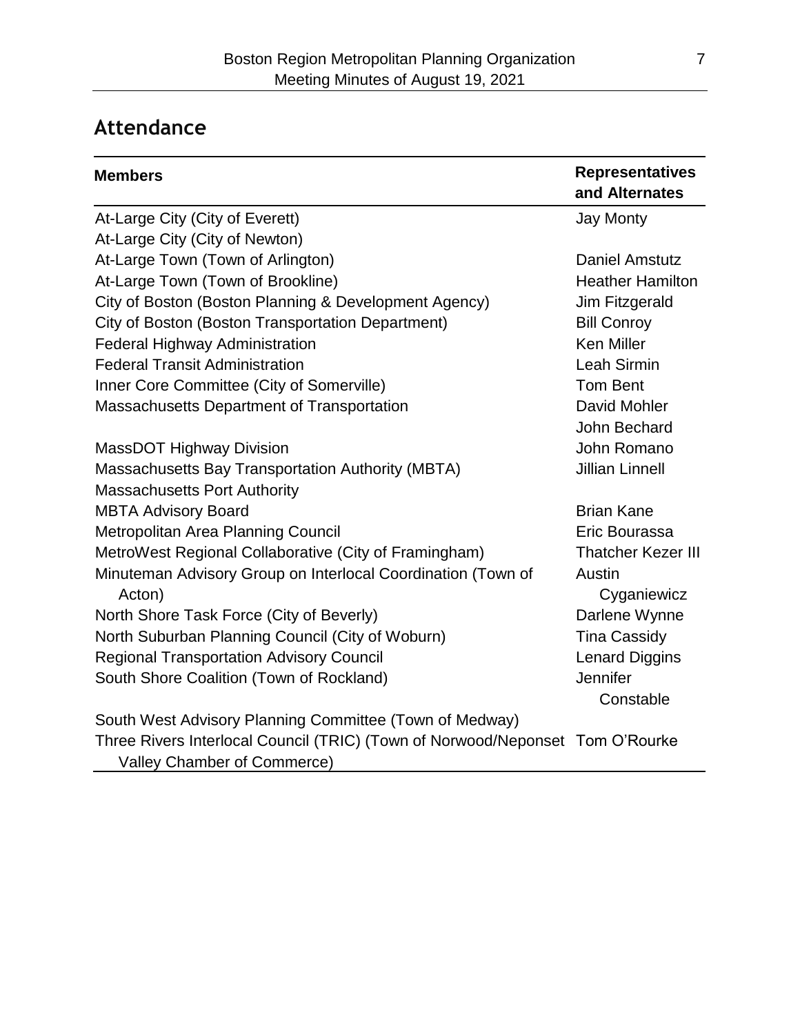## Attendance

| Members | Representatives and Alternates |
|---|---|
| At-Large City (City of Everett) | Jay Monty |
| At-Large City (City of Newton) | |
| At-Large Town (Town of Arlington) | Daniel Amstutz |
| At-Large Town (Town of Brookline) | Heather Hamilton |
| City of Boston (Boston Planning & Development Agency) | Jim Fitzgerald |
| City of Boston (Boston Transportation Department) | Bill Conroy |
| Federal Highway Administration | Ken Miller |
| Federal Transit Administration | Leah Sirmin |
| Inner Core Committee (City of Somerville) | Tom Bent |
| Massachusetts Department of Transportation | David Mohler<br>John Bechard |
| MassDOT Highway Division | John Romano |
| Massachusetts Bay Transportation Authority (MBTA) | Jillian Linnell |
| Massachusetts Port Authority | |
| MBTA Advisory Board | Brian Kane |
| Metropolitan Area Planning Council | Eric Bourassa |
| MetroWest Regional Collaborative (City of Framingham) | Thatcher Kezer III |
| Minuteman Advisory Group on Interlocal Coordination (Town of Acton) | Austin Cyganiewicz |
| North Shore Task Force (City of Beverly) | Darlene Wynne |
| North Suburban Planning Council (City of Woburn) | Tina Cassidy |
| Regional Transportation Advisory Council | Lenard Diggins |
| South Shore Coalition (Town of Rockland) | Jennifer Constable |
| South West Advisory Planning Committee (Town of Medway) | |
| Three Rivers Interlocal Council (TRIC) (Town of Norwood/Neponset Valley Chamber of Commerce) | Tom O'Rourke |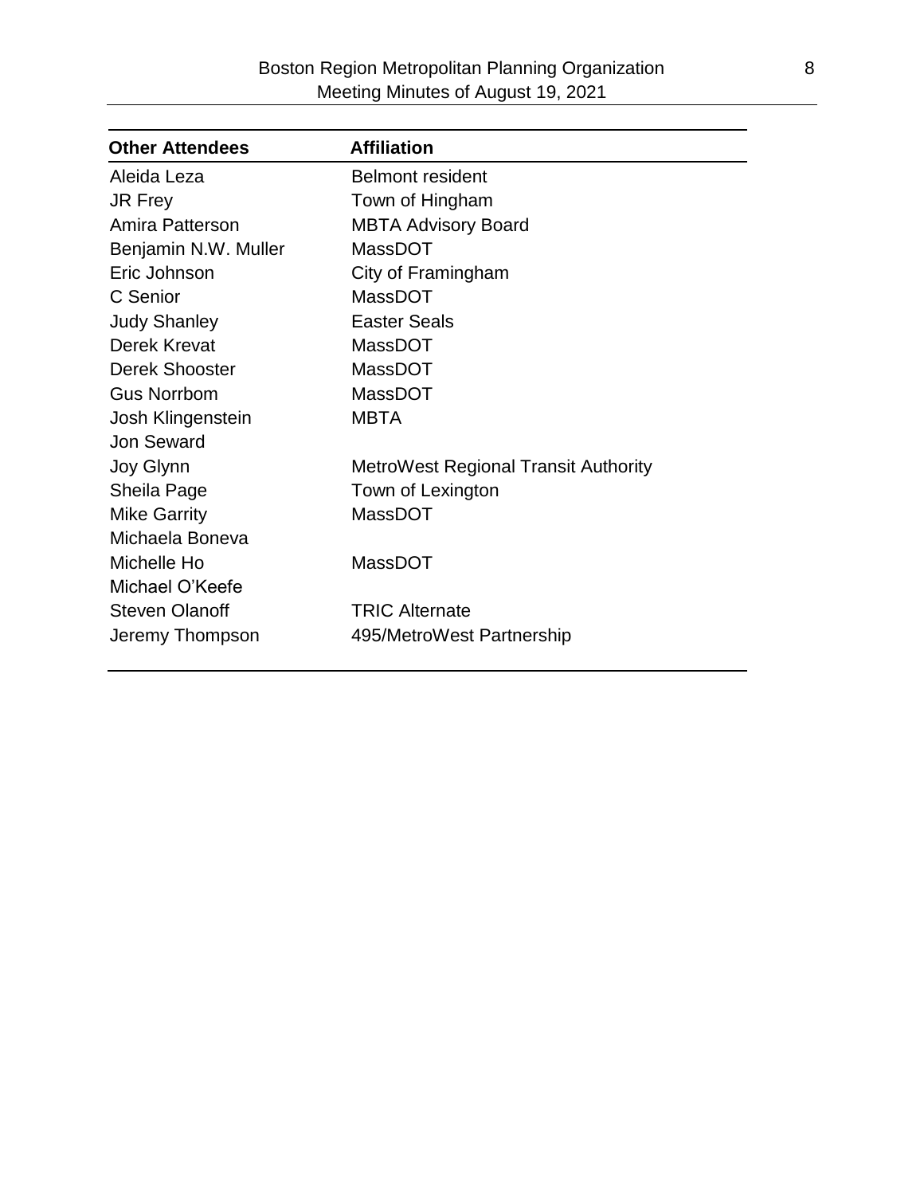| Other Attendees | Affiliation |
| --- | --- |
| Aleida Leza | Belmont resident |
| JR Frey | Town of Hingham |
| Amira Patterson | MBTA Advisory Board |
| Benjamin N.W. Muller | MassDOT |
| Eric Johnson | City of Framingham |
| C Senior | MassDOT |
| Judy Shanley | Easter Seals |
| Derek Krevat | MassDOT |
| Derek Shooster | MassDOT |
| Gus Norrbom | MassDOT |
| Josh Klingenstein | MBTA |
| Jon Seward | |
| Joy Glynn | MetroWest Regional Transit Authority |
| Sheila Page | Town of Lexington |
| Mike Garrity | MassDOT |
| Michaela Boneva | |
| Michelle Ho | MassDOT |
| Michael O'Keefe | |
| Steven Olanoff | TRIC Alternate |
| Jeremy Thompson | 495/MetroWest Partnership |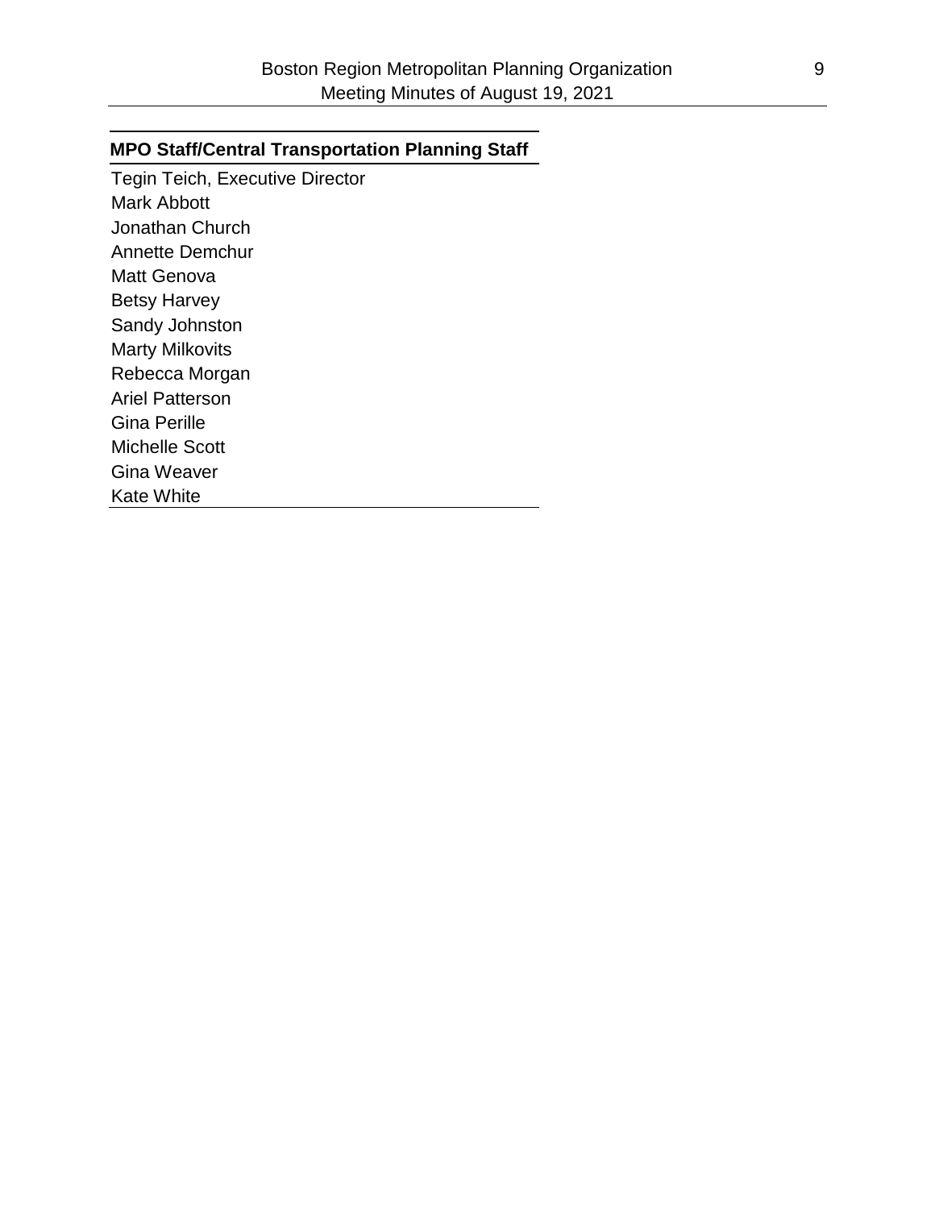| MPO Staff/Central Transportation Planning Staff |
| --- |
| Tegin Teich, Executive Director |
| Mark Abbott |
| Jonathan Church |
| Annette Demchur |
| Matt Genova |
| Betsy Harvey |
| Sandy Johnston |
| Marty Milkovits |
| Rebecca Morgan |
| Ariel Patterson |
| Gina Perille |
| Michelle Scott |
| Gina Weaver |
| Kate White |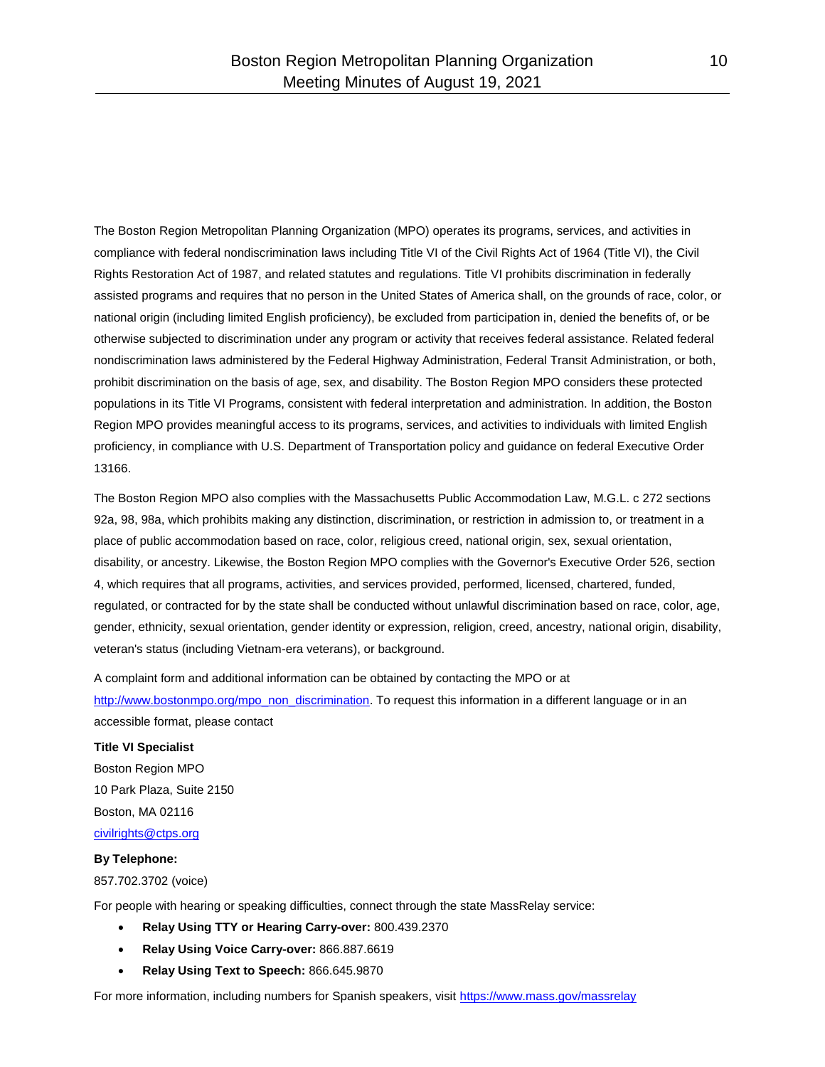The Boston Region Metropolitan Planning Organization (MPO) operates its programs, services, and activities in compliance with federal nondiscrimination laws including Title VI of the Civil Rights Act of 1964 (Title VI), the Civil Rights Restoration Act of 1987, and related statutes and regulations. Title VI prohibits discrimination in federally assisted programs and requires that no person in the United States of America shall, on the grounds of race, color, or national origin (including limited English proficiency), be excluded from participation in, denied the benefits of, or be otherwise subjected to discrimination under any program or activity that receives federal assistance. Related federal nondiscrimination laws administered by the Federal Highway Administration, Federal Transit Administration, or both, prohibit discrimination on the basis of age, sex, and disability. The Boston Region MPO considers these protected populations in its Title VI Programs, consistent with federal interpretation and administration. In addition, the Boston Region MPO provides meaningful access to its programs, services, and activities to individuals with limited English proficiency, in compliance with U.S. Department of Transportation policy and guidance on federal Executive Order 13166.

The Boston Region MPO also complies with the Massachusetts Public Accommodation Law, M.G.L. c 272 sections 92a, 98, 98a, which prohibits making any distinction, discrimination, or restriction in admission to, or treatment in a place of public accommodation based on race, color, religious creed, national origin, sex, sexual orientation, disability, or ancestry. Likewise, the Boston Region MPO complies with the Governor's Executive Order 526, section 4, which requires that all programs, activities, and services provided, performed, licensed, chartered, funded, regulated, or contracted for by the state shall be conducted without unlawful discrimination based on race, color, age, gender, ethnicity, sexual orientation, gender identity or expression, religion, creed, ancestry, national origin, disability, veteran's status (including Vietnam-era veterans), or background.

A complaint form and additional information can be obtained by contacting the MPO or at http://www.bostonmpo.org/mpo_non_discrimination. To request this information in a different language or in an accessible format, please contact

**Title VI Specialist**
Boston Region MPO
10 Park Plaza, Suite 2150
Boston, MA 02116
civilrights@ctps.org

**By Telephone:**
857.702.3702 (voice)

For people with hearing or speaking difficulties, connect through the state MassRelay service:

- **Relay Using TTY or Hearing Carry-over:** 800.439.2370
- **Relay Using Voice Carry-over:** 866.887.6619
- **Relay Using Text to Speech:** 866.645.9870

For more information, including numbers for Spanish speakers, visit https://www.mass.gov/massrelay